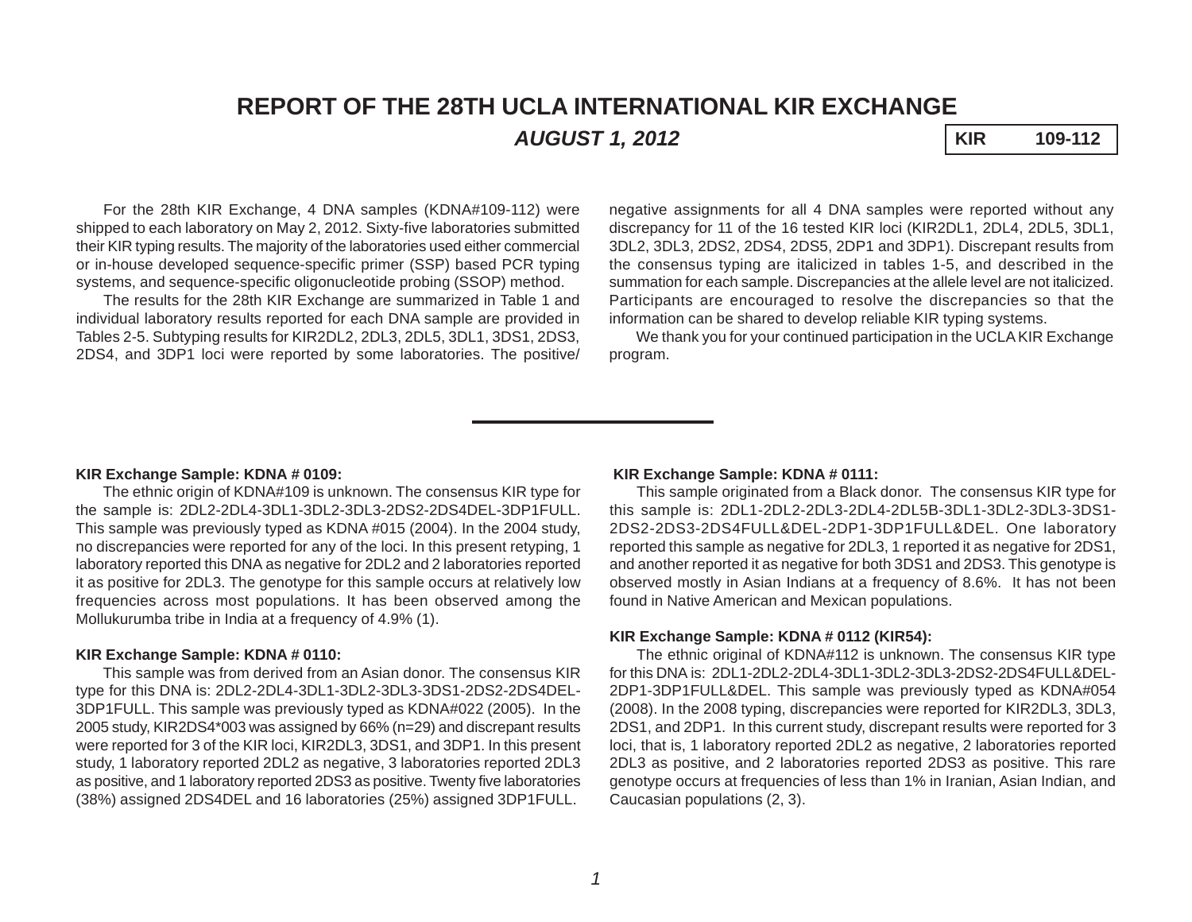# REPORT OF THE 28TH UCLA INTERNATIONAL KIR EXCHANGE

***AUGUST 1, 2012***

**KIR 109-112**

For the 28th KIR Exchange, 4 DNA samples (KDNA#109-112) were shipped to each laboratory on May 2, 2012. Sixty-five laboratories submitted their KIR typing results. The majority of the laboratories used either commercial or in-house developed sequence-specific primer (SSP) based PCR typing systems, and sequence-specific oligonucleotide probing (SSOP) method.

The results for the 28th KIR Exchange are summarized in Table 1 and individual laboratory results reported for each DNA sample are provided in Tables 2-5. Subtyping results for KIR2DL2, 2DL3, 2DL5, 3DL1, 3DS1, 2DS3, 2DS4, and 3DP1 loci were reported by some laboratories. The positive/negative assignments for all 4 DNA samples were reported without any discrepancy for 11 of the 16 tested KIR loci (KIR2DL1, 2DL4, 2DL5, 3DL1, 3DL2, 3DL3, 2DS2, 2DS4, 2DS5, 2DP1 and 3DP1). Discrepant results from the consensus typing are italicized in tables 1-5, and described in the summation for each sample. Discrepancies at the allele level are not italicized. Participants are encouraged to resolve the discrepancies so that the information can be shared to develop reliable KIR typing systems.

We thank you for your continued participation in the UCLA KIR Exchange program.

---

**KIR Exchange Sample: KDNA # 0109:**

The ethnic origin of KDNA#109 is unknown. The consensus KIR type for the sample is: 2DL2-2DL4-3DL1-3DL2-3DL3-2DS2-2DS4DEL-3DP1FULL. This sample was previously typed as KDNA #015 (2004). In the 2004 study, no discrepancies were reported for any of the loci. In this present retyping, 1 laboratory reported this DNA as negative for 2DL2 and 2 laboratories reported it as positive for 2DL3. The genotype for this sample occurs at relatively low frequencies across most populations. It has been observed among the Mollukurumba tribe in India at a frequency of 4.9% (1).

**KIR Exchange Sample: KDNA # 0110:**

This sample was from derived from an Asian donor. The consensus KIR type for this DNA is: 2DL2-2DL4-3DL1-3DL2-3DL3-3DS1-2DS2-2DS4DEL-3DP1FULL. This sample was previously typed as KDNA#022 (2005). In the 2005 study, KIR2DS4*003 was assigned by 66% (n=29) and discrepant results were reported for 3 of the KIR loci, KIR2DL3, 3DS1, and 3DP1. In this present study, 1 laboratory reported 2DL2 as negative, 3 laboratories reported 2DL3 as positive, and 1 laboratory reported 2DS3 as positive. Twenty five laboratories (38%) assigned 2DS4DEL and 16 laboratories (25%) assigned 3DP1FULL.

**KIR Exchange Sample: KDNA # 0111:**

This sample originated from a Black donor. The consensus KIR type for this sample is: 2DL1-2DL2-2DL3-2DL4-2DL5B-3DL1-3DL2-3DL3-3DS1-2DS2-2DS3-2DS4FULL&DEL-2DP1-3DP1FULL&DEL. One laboratory reported this sample as negative for 2DL3, 1 reported it as negative for 2DS1, and another reported it as negative for both 3DS1 and 2DS3. This genotype is observed mostly in Asian Indians at a frequency of 8.6%. It has not been found in Native American and Mexican populations.

**KIR Exchange Sample: KDNA # 0112 (KIR54):**

The ethnic original of KDNA#112 is unknown. The consensus KIR type for this DNA is: 2DL1-2DL2-2DL4-3DL1-3DL2-3DL3-2DS2-2DS4FULL&DEL-2DP1-3DP1FULL&DEL. This sample was previously typed as KDNA#054 (2008). In the 2008 typing, discrepancies were reported for KIR2DL3, 3DL3, 2DS1, and 2DP1. In this current study, discrepant results were reported for 3 loci, that is, 1 laboratory reported 2DL2 as negative, 2 laboratories reported 2DL3 as positive, and 2 laboratories reported 2DS3 as positive. This rare genotype occurs at frequencies of less than 1% in Iranian, Asian Indian, and Caucasian populations (2, 3).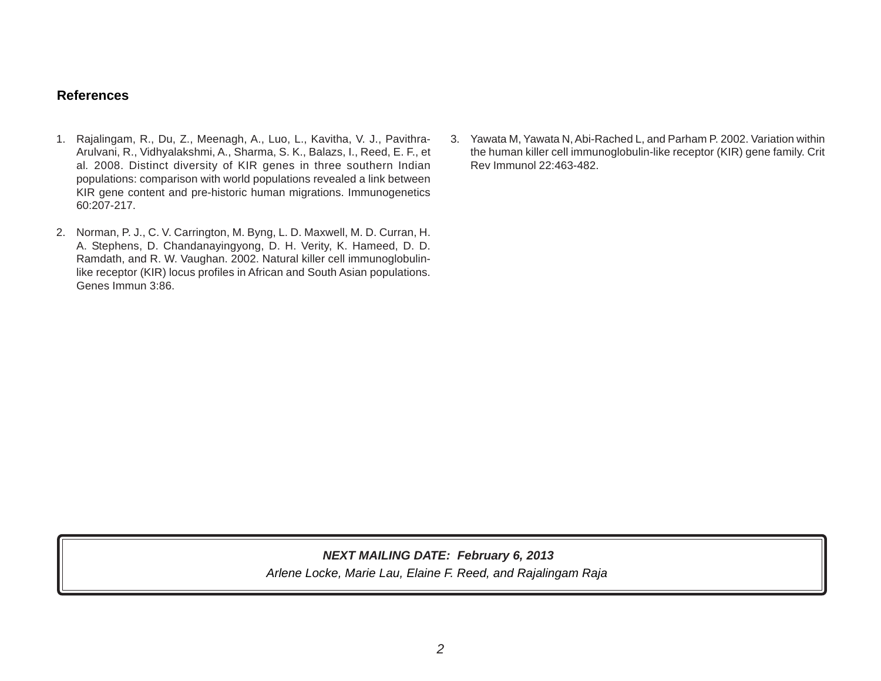## References

1. Rajalingam, R., Du, Z., Meenagh, A., Luo, L., Kavitha, V. J., Pavithra-Arulvani, R., Vidhyalakshmi, A., Sharma, S. K., Balazs, I., Reed, E. F., et al. 2008. Distinct diversity of KIR genes in three southern Indian populations: comparison with world populations revealed a link between KIR gene content and pre-historic human migrations. Immunogenetics 60:207-217.

2. Norman, P. J., C. V. Carrington, M. Byng, L. D. Maxwell, M. D. Curran, H. A. Stephens, D. Chandanayingyong, D. H. Verity, K. Hameed, D. D. Ramdath, and R. W. Vaughan. 2002. Natural killer cell immunoglobulin-like receptor (KIR) locus profiles in African and South Asian populations. Genes Immun 3:86.

3. Yawata M, Yawata N, Abi-Rached L, and Parham P. 2002. Variation within the human killer cell immunoglobulin-like receptor (KIR) gene family. Crit Rev Immunol 22:463-482.

***NEXT MAILING DATE: February 6, 2013***

*Arlene Locke, Marie Lau, Elaine F. Reed, and Rajalingam Raja*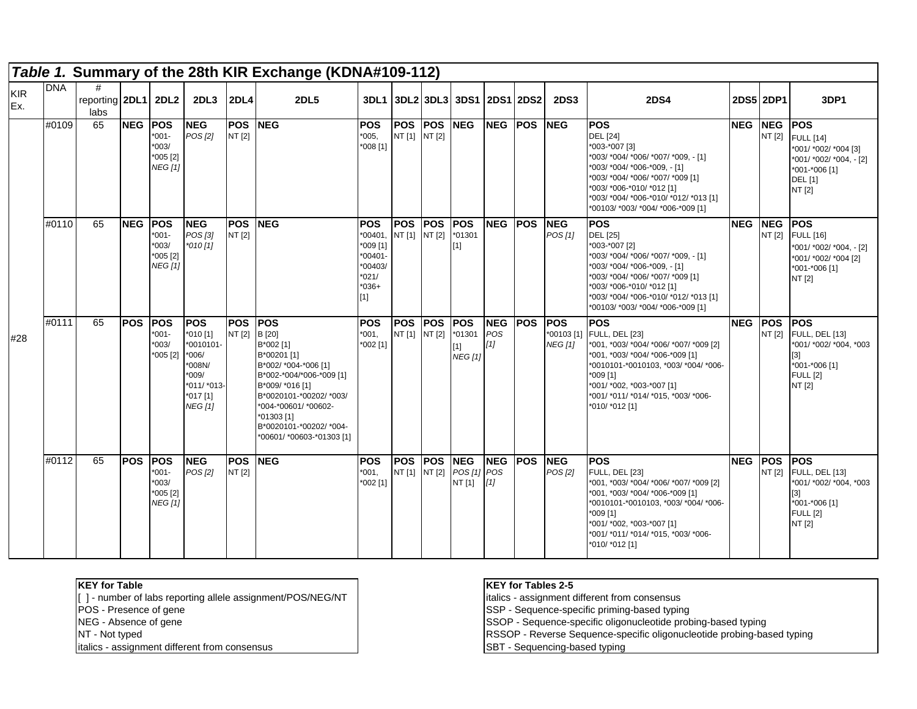## *Table 1.* Summary of the 28th KIR Exchange (KDNA#109-112)

| KIR Ex. | DNA | # reporting labs | 2DL1 | 2DL2 | 2DL3 | 2DL4 | 2DL5 | 3DL1 | 3DL2 | 3DL3 | 3DS1 | 2DS1 | 2DS2 | 2DS3 | 2DS4 | 2DS5 | 2DP1 | 3DP1 |
|---|---|---|---|---|---|---|---|---|---|---|---|---|---|---|---|---|---|---|
| #28 | #0109 | 65 | **NEG** | **POS** *001-*003/ *005 [2] *NEG [1]* | **NEG** *POS [2]* | **POS** NT [2] | **NEG** | **POS** *005, *008 [1] | **POS** NT [1] | **POS** NT [2] | **NEG** | **NEG** | **POS** | **NEG** | **POS** DEL [24] *003-*007 [3] *003/ *004/ *006/ *007/ *009, - [1] *003/ *004/ *006-*009, - [1] *003/ *004/ *006/ *007/ *009 [1] *003/ *006-*010/ *012 [1] *003/ *004/ *006-*010/ *012/ *013 [1] *00103/ *003/ *004/ *006-*009 [1] | **NEG** | **NEG** NT [2] | **POS** FULL [14] *001/ *002/ *004 [3] *001/ *002/ *004, - [2] *001-*006 [1] DEL [1] NT [2] |
| | #0110 | 65 | **NEG** | **POS** *001-*003/ *005 [2] *NEG [1]* | **NEG** *POS [3]* *\*010 [1]* | **POS** NT [2] | **NEG** | **POS** *00401, *009 [1] *00401-*00403/ *021/ *036+ [1] | **POS** NT [1] | **POS** NT [2] | **POS** *01301 [1] | **NEG** | **POS** | **NEG** *POS [1]* | **POS** DEL [25] *003-*007 [2] *003/ *004/ *006/ *007/ *009, - [1] *003/ *004/ *006-*009, - [1] *003/ *004/ *006/ *007/ *009 [1] *003/ *006-*010/ *012 [1] *003/ *004/ *006-*010/ *012/ *013 [1] *00103/ *003/ *004/ *006-*009 [1] | **NEG** | **NEG** NT [2] | **POS** FULL [16] *001/ *002/ *004, - [2] *001/ *002/ *004 [2] *001-*006 [1] NT [2] |
| | #0111 | 65 | **POS** | **POS** *001-*003/ *005 [2] | **POS** *010 [1] *0010101-*006/ *008N/ *009/ *011/ *013-*017 [1] *NEG [1]* | **POS** NT [2] | **POS** B [20] B*002 [1] B*00201 [1] B*002/ *004-*006 [1] B*002-*004/*006-*009 [1] B*009/ *016 [1] B*0020101-*00202/ *003/ *004-*00601/ *00602-*01303 [1] B*0020101-*00202/ *004-*00601/ *00603-*01303 [1] | **POS** *001, *002 [1] | **POS** NT [1] | **POS** NT [2] | **POS** *01301 [1] *NEG [1]* | **NEG** *POS [1]* | **POS** | **POS** *00103 [1] *NEG [1]* | **POS** FULL, DEL [23] *001, *003/ *004/ *006/ *007/ *009 [2] *001, *003/ *004/ *006-*009 [1] *0010101-*0010103, *003/ *004/ *006-*009 [1] *001/ *002, *003-*007 [1] *001/ *011/ *014/ *015, *003/ *006-*010/ *012 [1] | **NEG** | **POS** NT [2] | **POS** FULL, DEL [13] *001/ *002/ *004, *003 [3] *001-*006 [1] FULL [2] NT [2] |
| | #0112 | 65 | **POS** | **POS** *001-*003/ *005 [2] *NEG [1]* | **NEG** *POS [2]* | **POS** NT [2] | **NEG** | **POS** *001, *002 [1] | **POS** NT [1] | **POS** NT [2] | **NEG** *POS [1]* NT [1] | **NEG** *POS [1]* | **POS** | **NEG** *POS [2]* | **POS** FULL, DEL [23] *001, *003/ *004/ *006/ *007/ *009 [2] *001, *003/ *004/ *006-*009 [1] *0010101-*0010103, *003/ *004/ *006-*009 [1] *001/ *002, *003-*007 [1] *001/ *011/ *014/ *015, *003/ *006-*010/ *012 [1] | **NEG** | **POS** NT [2] | **POS** FULL, DEL [13] *001/ *002/ *004, *003 [3] *001-*006 [1] FULL [2] NT [2] |

**KEY for Table**
[ ] - number of labs reporting allele assignment/POS/NEG/NT
POS - Presence of gene
NEG - Absence of gene
NT - Not typed
*italics* - assignment different from consensus

**KEY for Tables 2-5**
*italics* - assignment different from consensus
SSP - Sequence-specific priming-based typing
SSOP - Sequence-specific oligonucleotide probing-based typing
RSSOP - Reverse Sequence-specific oligonucleotide probing-based typing
SBT - Sequencing-based typing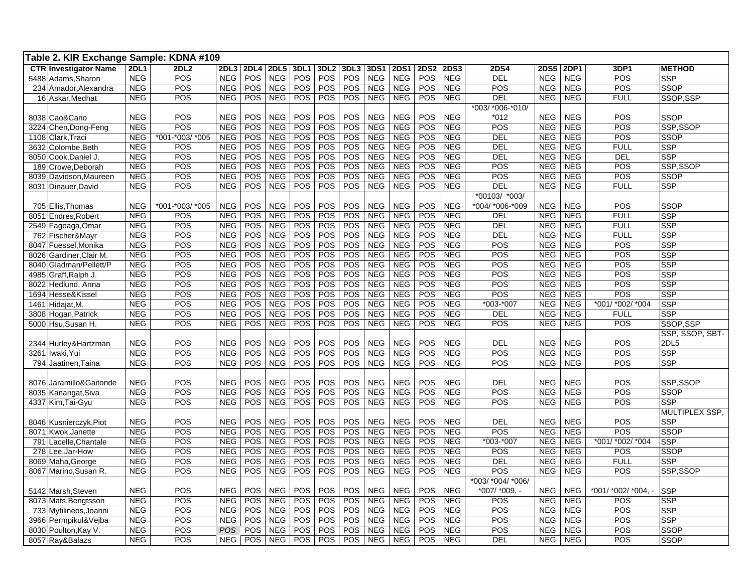**Table 2. KIR Exchange Sample: KDNA #109**

| CTR | Investigator Name | 2DL1 | 2DL2 | 2DL3 | 2DL4 | 2DL5 | 3DL1 | 3DL2 | 3DL3 | 3DS1 | 2DS1 | 2DS2 | 2DS3 | 2DS4 | 2DS5 | 2DP1 | 3DP1 | METHOD |
|---|---|---|---|---|---|---|---|---|---|---|---|---|---|---|---|---|---|---|
| 5488 | Adams,Sharon | NEG | POS | NEG | POS | NEG | POS | POS | POS | NEG | NEG | POS | NEG | DEL | NEG | NEG | POS | SSP |
| 234 | Amador,Alexandra | NEG | POS | NEG | POS | NEG | POS | POS | POS | NEG | NEG | POS | NEG | POS | NEG | NEG | POS | SSOP |
| 16 | Askar,Medhat | NEG | POS | NEG | POS | NEG | POS | POS | POS | NEG | NEG | POS | NEG | DEL | NEG | NEG | FULL | SSOP,SSP |
| 8038 | Cao&Cano | NEG | POS | NEG | POS | NEG | POS | POS | POS | NEG | NEG | POS | NEG | *003/ *006-*010/ *012 | NEG | NEG | POS | SSOP |
| 3224 | Chen,Dong-Feng | NEG | POS | NEG | POS | NEG | POS | POS | POS | NEG | NEG | POS | NEG | POS | NEG | NEG | POS | SSP,SSOP |
| 1108 | Clark,Traci | NEG | *001-*003/ *005 | NEG | POS | NEG | POS | POS | POS | NEG | NEG | POS | NEG | DEL | NEG | NEG | POS | SSOP |
| 3632 | Colombe,Beth | NEG | POS | NEG | POS | NEG | POS | POS | POS | NEG | NEG | POS | NEG | DEL | NEG | NEG | FULL | SSP |
| 8050 | Cook,Daniel J. | NEG | POS | NEG | POS | NEG | POS | POS | POS | NEG | NEG | POS | NEG | DEL | NEG | NEG | DEL | SSP |
| 189 | Crowe,Deborah | NEG | POS | NEG | POS | NEG | POS | POS | POS | NEG | NEG | POS | NEG | POS | NEG | NEG | POS | SSP,SSOP |
| 8039 | Davidson,Maureen | NEG | POS | NEG | POS | NEG | POS | POS | POS | NEG | NEG | POS | NEG | POS | NEG | NEG | POS | SSOP |
| 8031 | Dinauer,David | NEG | POS | NEG | POS | NEG | POS | POS | POS | NEG | NEG | POS | NEG | DEL | NEG | NEG | FULL | SSP |
| 705 | Ellis,Thomas | NEG | *001-*003/ *005 | NEG | POS | NEG | POS | POS | POS | NEG | NEG | POS | NEG | *00103/ *003/ *004/ *006-*009 | NEG | NEG | POS | SSOP |
| 8051 | Endres,Robert | NEG | POS | NEG | POS | NEG | POS | POS | POS | NEG | NEG | POS | NEG | DEL | NEG | NEG | FULL | SSP |
| 2549 | Fagoaga,Omar | NEG | POS | NEG | POS | NEG | POS | POS | POS | NEG | NEG | POS | NEG | DEL | NEG | NEG | FULL | SSP |
| 762 | Fischer&Mayr | NEG | POS | NEG | POS | NEG | POS | POS | POS | NEG | NEG | POS | NEG | DEL | NEG | NEG | FULL | SSP |
| 8047 | Fuessel,Monika | NEG | POS | NEG | POS | NEG | POS | POS | POS | NEG | NEG | POS | NEG | POS | NEG | NEG | POS | SSP |
| 8026 | Gardiner,Clair M. | NEG | POS | NEG | POS | NEG | POS | POS | POS | NEG | NEG | POS | NEG | POS | NEG | NEG | POS | SSP |
| 8040 | Gladman/Pellett/P | NEG | POS | NEG | POS | NEG | POS | POS | POS | NEG | NEG | POS | NEG | POS | NEG | NEG | POS | SSP |
| 4985 | Graff,Ralph J. | NEG | POS | NEG | POS | NEG | POS | POS | POS | NEG | NEG | POS | NEG | POS | NEG | NEG | POS | SSP |
| 8022 | Hedlund, Anna | NEG | POS | NEG | POS | NEG | POS | POS | POS | NEG | NEG | POS | NEG | POS | NEG | NEG | POS | SSP |
| 1694 | Hesse&Kissel | NEG | POS | NEG | POS | NEG | POS | POS | POS | NEG | NEG | POS | NEG | POS | NEG | NEG | POS | SSP |
| 1461 | Hidajat,M. | NEG | POS | NEG | POS | NEG | POS | POS | POS | NEG | NEG | POS | NEG | *003-*007 | NEG | NEG | *001/ *002/ *004 | SSP |
| 3808 | Hogan,Patrick | NEG | POS | NEG | POS | NEG | POS | POS | POS | NEG | NEG | POS | NEG | DEL | NEG | NEG | FULL | SSP |
| 5000 | Hsu,Susan H. | NEG | POS | NEG | POS | NEG | POS | POS | POS | NEG | NEG | POS | NEG | POS | NEG | NEG | POS | SSOP,SSP |
| 2344 | Hurley&Hartzman | NEG | POS | NEG | POS | NEG | POS | POS | POS | NEG | NEG | POS | NEG | DEL | NEG | NEG | POS | SSP, SSOP, SBT-2DL5 |
| 3261 | Iwaki,Yui | NEG | POS | NEG | POS | NEG | POS | POS | POS | NEG | NEG | POS | NEG | POS | NEG | NEG | POS | SSP |
| 794 | Jaatinen,Taina | NEG | POS | NEG | POS | NEG | POS | POS | POS | NEG | NEG | POS | NEG | POS | NEG | NEG | POS | SSP |
| 8076 | Jaramillo&Gaitonde | NEG | POS | NEG | POS | NEG | POS | POS | POS | NEG | NEG | POS | NEG | DEL | NEG | NEG | POS | SSP,SSOP |
| 8035 | Kanangat,Siva | NEG | POS | NEG | POS | NEG | POS | POS | POS | NEG | NEG | POS | NEG | POS | NEG | NEG | POS | SSOP |
| 4337 | Kim,Tai-Gyu | NEG | POS | NEG | POS | NEG | POS | POS | POS | NEG | NEG | POS | NEG | POS | NEG | NEG | POS | SSP |
| 8046 | Kusnierczyk,Piot | NEG | POS | NEG | POS | NEG | POS | POS | POS | NEG | NEG | POS | NEG | DEL | NEG | NEG | POS | MULTIPLEX SSP, SSP |
| 8071 | Kwok,Janette | NEG | POS | NEG | POS | NEG | POS | POS | POS | NEG | NEG | POS | NEG | POS | NEG | NEG | POS | SSOP |
| 791 | Lacelle,Chantale | NEG | POS | NEG | POS | NEG | POS | POS | POS | NEG | NEG | POS | NEG | *003-*007 | NEG | NEG | *001/ *002/ *004 | SSP |
| 278 | Lee,Jar-How | NEG | POS | NEG | POS | NEG | POS | POS | POS | NEG | NEG | POS | NEG | POS | NEG | NEG | POS | SSOP |
| 8069 | Maha,George | NEG | POS | NEG | POS | NEG | POS | POS | POS | NEG | NEG | POS | NEG | DEL | NEG | NEG | FULL | SSP |
| 8067 | Marino,Susan R. | NEG | POS | NEG | POS | NEG | POS | POS | POS | NEG | NEG | POS | NEG | POS | NEG | NEG | POS | SSP,SSOP |
| 5142 | Marsh,Steven | NEG | POS | NEG | POS | NEG | POS | POS | POS | NEG | NEG | POS | NEG | *003/ *004/ *006/ *007/ *009, - | NEG | NEG | *001/ *002/ *004, - | SSP |
| 8073 | Mats,Bengtsson | NEG | POS | NEG | POS | NEG | POS | POS | POS | NEG | NEG | POS | NEG | POS | NEG | NEG | POS | SSP |
| 733 | Mytilineos,Joanni | NEG | POS | NEG | POS | NEG | POS | POS | POS | NEG | NEG | POS | NEG | POS | NEG | NEG | POS | SSP |
| 3966 | Permpikul&Vejba | NEG | POS | NEG | POS | NEG | POS | POS | POS | NEG | NEG | POS | NEG | POS | NEG | NEG | POS | SSP |
| 8030 | Poulton,Kay V. | NEG | POS | *POS* | POS | NEG | POS | POS | POS | NEG | NEG | POS | NEG | POS | NEG | NEG | POS | SSOP |
| 8057 | Ray&Balazs | NEG | POS | NEG | POS | NEG | POS | POS | POS | NEG | NEG | POS | NEG | DEL | NEG | NEG | POS | SSOP |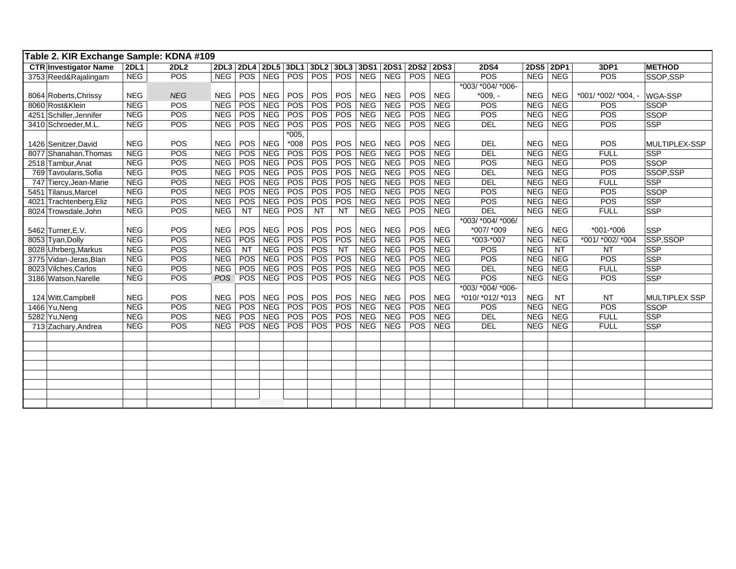**Table 2. KIR Exchange Sample: KDNA #109**

| CTR | Investigator Name | 2DL1 | 2DL2 | 2DL3 | 2DL4 | 2DL5 | 3DL1 | 3DL2 | 3DL3 | 3DS1 | 2DS1 | 2DS2 | 2DS3 | 2DS4 | 2DS5 | 2DP1 | 3DP1 | METHOD |
|---|---|---|---|---|---|---|---|---|---|---|---|---|---|---|---|---|---|---|
| 3753 | Reed&Rajalingam | NEG | POS | NEG | POS | NEG | POS | POS | POS | NEG | NEG | POS | NEG | POS | NEG | NEG | POS | SSOP,SSP |
| 8064 | Roberts,Chrissy | NEG | *NEG* | NEG | POS | NEG | POS | POS | POS | NEG | NEG | POS | NEG | *003/ *004/ *006-*009, - | NEG | NEG | *001/ *002/ *004, - | WGA-SSP |
| 8060 | Rost&Klein | NEG | POS | NEG | POS | NEG | POS | POS | POS | NEG | NEG | POS | NEG | POS | NEG | NEG | POS | SSOP |
| 4251 | Schiller,Jennifer | NEG | POS | NEG | POS | NEG | POS | POS | POS | NEG | NEG | POS | NEG | POS | NEG | NEG | POS | SSOP |
| 3410 | Schroeder,M.L. | NEG | POS | NEG | POS | NEG | POS | POS | POS | NEG | NEG | POS | NEG | DEL | NEG | NEG | POS | SSP |
| 1426 | Senitzer,David | NEG | POS | NEG | POS | NEG | *005, *008 | POS | POS | NEG | NEG | POS | NEG | DEL | NEG | NEG | POS | MULTIPLEX-SSP |
| 8077 | Shanahan,Thomas | NEG | POS | NEG | POS | NEG | POS | POS | POS | NEG | NEG | POS | NEG | DEL | NEG | NEG | FULL | SSP |
| 2518 | Tambur,Anat | NEG | POS | NEG | POS | NEG | POS | POS | POS | NEG | NEG | POS | NEG | POS | NEG | NEG | POS | SSOP |
| 769 | Tavoularis,Sofia | NEG | POS | NEG | POS | NEG | POS | POS | POS | NEG | NEG | POS | NEG | DEL | NEG | NEG | POS | SSOP,SSP |
| 747 | Tiercy,Jean-Marie | NEG | POS | NEG | POS | NEG | POS | POS | POS | NEG | NEG | POS | NEG | DEL | NEG | NEG | FULL | SSP |
| 5451 | Tilanus,Marcel | NEG | POS | NEG | POS | NEG | POS | POS | POS | NEG | NEG | POS | NEG | POS | NEG | NEG | POS | SSOP |
| 4021 | Trachtenberg,Eliz | NEG | POS | NEG | POS | NEG | POS | POS | POS | NEG | NEG | POS | NEG | POS | NEG | NEG | POS | SSP |
| 8024 | Trowsdale,John | NEG | POS | NEG | NT | NEG | POS | NT | NT | NEG | NEG | POS | NEG | DEL | NEG | NEG | FULL | SSP |
| 5462 | Turner,E.V. | NEG | POS | NEG | POS | NEG | POS | POS | POS | NEG | NEG | POS | NEG | *003/ *004/ *006/ *007/ *009 | NEG | NEG | *001-*006 | SSP |
| 8053 | Tyan,Dolly | NEG | POS | NEG | POS | NEG | POS | POS | POS | NEG | NEG | POS | NEG | *003-*007 | NEG | NEG | *001/ *002/ *004 | SSP,SSOP |
| 8028 | Uhrberg,Markus | NEG | POS | NEG | NT | NEG | POS | POS | NT | NEG | NEG | POS | NEG | POS | NEG | NT | NT | SSP |
| 3775 | Vidan-Jeras,Blan | NEG | POS | NEG | POS | NEG | POS | POS | POS | NEG | NEG | POS | NEG | POS | NEG | NEG | POS | SSP |
| 8023 | Vilches,Carlos | NEG | POS | NEG | POS | NEG | POS | POS | POS | NEG | NEG | POS | NEG | DEL | NEG | NEG | FULL | SSP |
| 3186 | Watson,Narelle | NEG | POS | *POS* | POS | NEG | POS | POS | POS | NEG | NEG | POS | NEG | POS | NEG | NEG | POS | SSP |
| 124 | Witt,Campbell | NEG | POS | NEG | POS | NEG | POS | POS | POS | NEG | NEG | POS | NEG | *003/ *004/ *006-*010/ *012/ *013 | NEG | NT | NT | MULTIPLEX SSP |
| 1466 | Yu,Neng | NEG | POS | NEG | POS | NEG | POS | POS | POS | NEG | NEG | POS | NEG | POS | NEG | NEG | POS | SSOP |
| 5282 | Yu,Neng | NEG | POS | NEG | POS | NEG | POS | POS | POS | NEG | NEG | POS | NEG | DEL | NEG | NEG | FULL | SSP |
| 713 | Zachary,Andrea | NEG | POS | NEG | POS | NEG | POS | POS | POS | NEG | NEG | POS | NEG | DEL | NEG | NEG | FULL | SSP |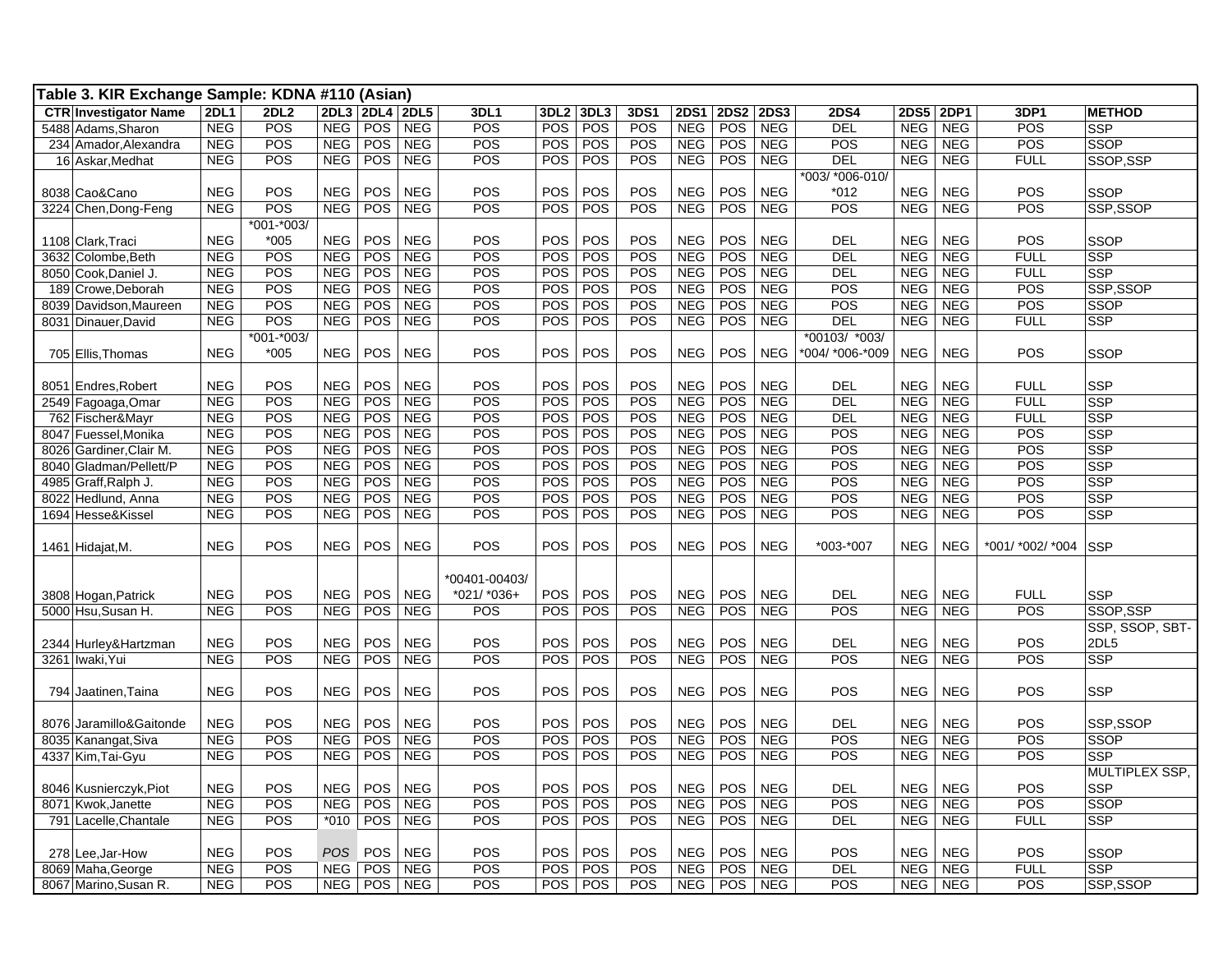**Table 3. KIR Exchange Sample: KDNA #110 (Asian)**

| CTR | Investigator Name | 2DL1 | 2DL2 | 2DL3 | 2DL4 | 2DL5 | 3DL1 | 3DL2 | 3DL3 | 3DS1 | 2DS1 | 2DS2 | 2DS3 | 2DS4 | 2DS5 | 2DP1 | 3DP1 | METHOD |
|---|---|---|---|---|---|---|---|---|---|---|---|---|---|---|---|---|---|---|
| 5488 | Adams,Sharon | NEG | POS | NEG | POS | NEG | POS | POS | POS | POS | NEG | POS | NEG | DEL | NEG | NEG | POS | SSP |
| 234 | Amador,Alexandra | NEG | POS | NEG | POS | NEG | POS | POS | POS | POS | NEG | POS | NEG | POS | NEG | NEG | POS | SSOP |
| 16 | Askar,Medhat | NEG | POS | NEG | POS | NEG | POS | POS | POS | POS | NEG | POS | NEG | DEL | NEG | NEG | FULL | SSOP,SSP |
| 8038 | Cao&Cano | NEG | POS | NEG | POS | NEG | POS | POS | POS | POS | NEG | POS | NEG | *003/ *006-010/ *012 | NEG | NEG | POS | SSOP |
| 3224 | Chen,Dong-Feng | NEG | POS | NEG | POS | NEG | POS | POS | POS | POS | NEG | POS | NEG | POS | NEG | NEG | POS | SSP,SSOP |
| 1108 | Clark,Traci | NEG | *001-*003/ *005 | NEG | POS | NEG | POS | POS | POS | POS | NEG | POS | NEG | DEL | NEG | NEG | POS | SSOP |
| 3632 | Colombe,Beth | NEG | POS | NEG | POS | NEG | POS | POS | POS | POS | NEG | POS | NEG | DEL | NEG | NEG | FULL | SSP |
| 8050 | Cook,Daniel J. | NEG | POS | NEG | POS | NEG | POS | POS | POS | POS | NEG | POS | NEG | DEL | NEG | NEG | FULL | SSP |
| 189 | Crowe,Deborah | NEG | POS | NEG | POS | NEG | POS | POS | POS | POS | NEG | POS | NEG | POS | NEG | NEG | POS | SSP,SSOP |
| 8039 | Davidson,Maureen | NEG | POS | NEG | POS | NEG | POS | POS | POS | POS | NEG | POS | NEG | POS | NEG | NEG | POS | SSOP |
| 8031 | Dinauer,David | NEG | POS | NEG | POS | NEG | POS | POS | POS | POS | NEG | POS | NEG | DEL | NEG | NEG | FULL | SSP |
| 705 | Ellis,Thomas | NEG | *001-*003/ *005 | NEG | POS | NEG | POS | POS | POS | POS | NEG | POS | NEG | *00103/ *003/ *004/ *006-*009 | NEG | NEG | POS | SSOP |
| 8051 | Endres,Robert | NEG | POS | NEG | POS | NEG | POS | POS | POS | POS | NEG | POS | NEG | DEL | NEG | NEG | FULL | SSP |
| 2549 | Fagoaga,Omar | NEG | POS | NEG | POS | NEG | POS | POS | POS | POS | NEG | POS | NEG | DEL | NEG | NEG | FULL | SSP |
| 762 | Fischer&Mayr | NEG | POS | NEG | POS | NEG | POS | POS | POS | POS | NEG | POS | NEG | DEL | NEG | NEG | FULL | SSP |
| 8047 | Fuessel,Monika | NEG | POS | NEG | POS | NEG | POS | POS | POS | POS | NEG | POS | NEG | POS | NEG | NEG | POS | SSP |
| 8026 | Gardiner,Clair M. | NEG | POS | NEG | POS | NEG | POS | POS | POS | POS | NEG | POS | NEG | POS | NEG | NEG | POS | SSP |
| 8040 | Gladman/Pellett/P | NEG | POS | NEG | POS | NEG | POS | POS | POS | POS | NEG | POS | NEG | POS | NEG | NEG | POS | SSP |
| 4985 | Graff,Ralph J. | NEG | POS | NEG | POS | NEG | POS | POS | POS | POS | NEG | POS | NEG | POS | NEG | NEG | POS | SSP |
| 8022 | Hedlund, Anna | NEG | POS | NEG | POS | NEG | POS | POS | POS | POS | NEG | POS | NEG | POS | NEG | NEG | POS | SSP |
| 1694 | Hesse&Kissel | NEG | POS | NEG | POS | NEG | POS | POS | POS | POS | NEG | POS | NEG | POS | NEG | NEG | POS | SSP |
| 1461 | Hidajat,M. | NEG | POS | NEG | POS | NEG | POS | POS | POS | POS | NEG | POS | NEG | *003-*007 | NEG | NEG | *001/ *002/ *004 | SSP |
| 3808 | Hogan,Patrick | NEG | POS | NEG | POS | NEG | *00401-00403/ *021/ *036+ | POS | POS | POS | NEG | POS | NEG | DEL | NEG | NEG | FULL | SSP |
| 5000 | Hsu,Susan H. | NEG | POS | NEG | POS | NEG | POS | POS | POS | POS | NEG | POS | NEG | POS | NEG | NEG | POS | SSOP,SSP |
| 2344 | Hurley&Hartzman | NEG | POS | NEG | POS | NEG | POS | POS | POS | POS | NEG | POS | NEG | DEL | NEG | NEG | POS | SSP, SSOP, SBT-2DL5 |
| 3261 | Iwaki,Yui | NEG | POS | NEG | POS | NEG | POS | POS | POS | POS | NEG | POS | NEG | POS | NEG | NEG | POS | SSP |
| 794 | Jaatinen,Taina | NEG | POS | NEG | POS | NEG | POS | POS | POS | POS | NEG | POS | NEG | POS | NEG | NEG | POS | SSP |
| 8076 | Jaramillo&Gaitonde | NEG | POS | NEG | POS | NEG | POS | POS | POS | POS | NEG | POS | NEG | DEL | NEG | NEG | POS | SSP,SSOP |
| 8035 | Kanangat,Siva | NEG | POS | NEG | POS | NEG | POS | POS | POS | POS | NEG | POS | NEG | POS | NEG | NEG | POS | SSOP |
| 4337 | Kim,Tai-Gyu | NEG | POS | NEG | POS | NEG | POS | POS | POS | POS | NEG | POS | NEG | POS | NEG | NEG | POS | SSP |
| 8046 | Kusnierczyk,Piot | NEG | POS | NEG | POS | NEG | POS | POS | POS | POS | NEG | POS | NEG | DEL | NEG | NEG | POS | MULTIPLEX SSP, SSP |
| 8071 | Kwok,Janette | NEG | POS | NEG | POS | NEG | POS | POS | POS | POS | NEG | POS | NEG | POS | NEG | NEG | POS | SSOP |
| 791 | Lacelle,Chantale | NEG | POS | *010 | POS | NEG | POS | POS | POS | POS | NEG | POS | NEG | DEL | NEG | NEG | FULL | SSP |
| 278 | Lee,Jar-How | NEG | POS | *POS* | POS | NEG | POS | POS | POS | POS | NEG | POS | NEG | POS | NEG | NEG | POS | SSOP |
| 8069 | Maha,George | NEG | POS | NEG | POS | NEG | POS | POS | POS | POS | NEG | POS | NEG | DEL | NEG | NEG | FULL | SSP |
| 8067 | Marino,Susan R. | NEG | POS | NEG | POS | NEG | POS | POS | POS | POS | NEG | POS | NEG | POS | NEG | NEG | POS | SSP,SSOP |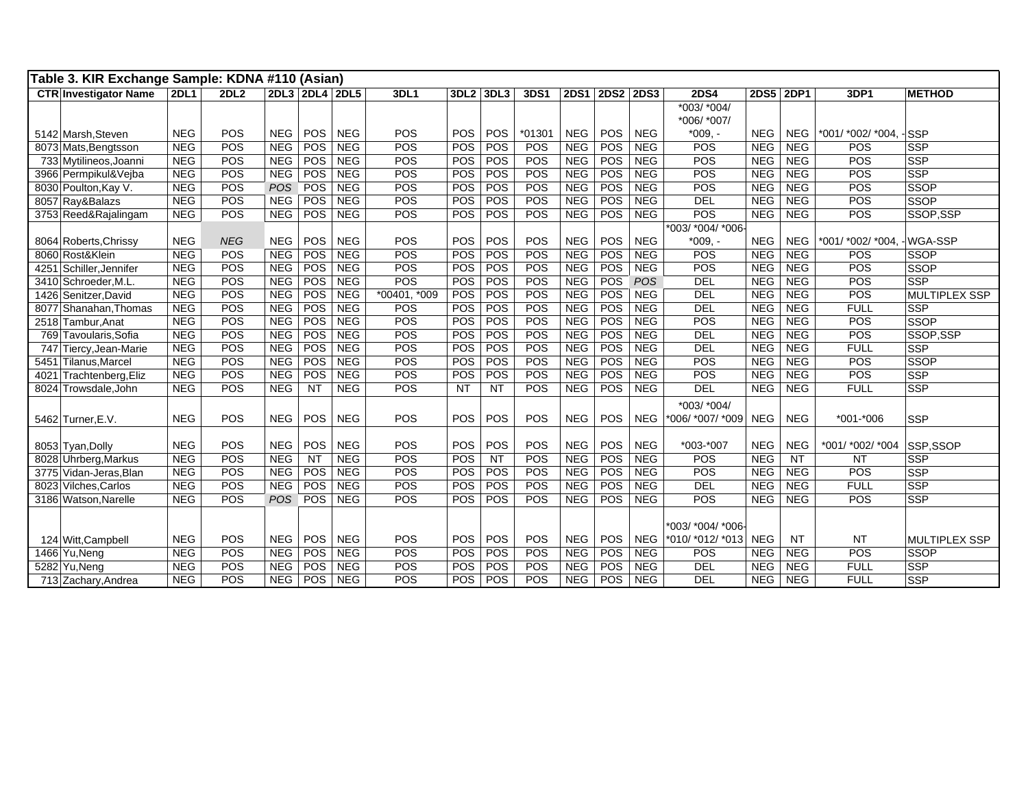| Table 3. KIR Exchange Sample: KDNA #110 (Asian) | | | | | | | | | | | | | | | | | | | |
|---|---|---|---|---|---|---|---|---|---|---|---|---|---|---|---|---|---|---|---|
| CTR | Investigator Name | 2DL1 | 2DL2 | 2DL3 | 2DL4 | 2DL5 | 3DL1 | 3DL2 | 3DL3 | 3DS1 | 2DS1 | 2DS2 | 2DS3 | 2DS4 | 2DS5 | 2DP1 | 3DP1 | METHOD |
| 5142 | Marsh,Steven | NEG | POS | NEG | POS | NEG | POS | POS | POS | *01301 | NEG | POS | NEG | *003/ *004/ *006/ *007/ *009, - | NEG | NEG | *001/ *002/ *004, - | SSP |
| 8073 | Mats,Bengtsson | NEG | POS | NEG | POS | NEG | POS | POS | POS | POS | NEG | POS | NEG | POS | NEG | NEG | POS | SSP |
| 733 | Mytilineos,Joanni | NEG | POS | NEG | POS | NEG | POS | POS | POS | POS | NEG | POS | NEG | POS | NEG | NEG | POS | SSP |
| 3966 | Permpikul&Vejba | NEG | POS | NEG | POS | NEG | POS | POS | POS | POS | NEG | POS | NEG | POS | NEG | NEG | POS | SSP |
| 8030 | Poulton,Kay V. | NEG | POS | *POS* | POS | NEG | POS | POS | POS | POS | NEG | POS | NEG | POS | NEG | NEG | POS | SSOP |
| 8057 | Ray&Balazs | NEG | POS | NEG | POS | NEG | POS | POS | POS | POS | NEG | POS | NEG | DEL | NEG | NEG | POS | SSOP |
| 3753 | Reed&Rajalingam | NEG | POS | NEG | POS | NEG | POS | POS | POS | POS | NEG | POS | NEG | POS | NEG | NEG | POS | SSOP,SSP |
| 8064 | Roberts,Chrissy | NEG | *NEG* | NEG | POS | NEG | POS | POS | POS | POS | NEG | POS | NEG | *003/ *004/ *006- *009, - | NEG | NEG | *001/ *002/ *004, - | WGA-SSP |
| 8060 | Rost&Klein | NEG | POS | NEG | POS | NEG | POS | POS | POS | POS | NEG | POS | NEG | POS | NEG | NEG | POS | SSOP |
| 4251 | Schiller,Jennifer | NEG | POS | NEG | POS | NEG | POS | POS | POS | POS | NEG | POS | NEG | POS | NEG | NEG | POS | SSOP |
| 3410 | Schroeder,M.L. | NEG | POS | NEG | POS | NEG | POS | POS | POS | POS | NEG | POS | *POS* | DEL | NEG | NEG | POS | SSP |
| 1426 | Senitzer,David | NEG | POS | NEG | POS | NEG | *00401, *009 | POS | POS | POS | NEG | POS | NEG | DEL | NEG | NEG | POS | MULTIPLEX SSP |
| 8077 | Shanahan,Thomas | NEG | POS | NEG | POS | NEG | POS | POS | POS | POS | NEG | POS | NEG | DEL | NEG | NEG | FULL | SSP |
| 2518 | Tambur,Anat | NEG | POS | NEG | POS | NEG | POS | POS | POS | POS | NEG | POS | NEG | POS | NEG | NEG | POS | SSOP |
| 769 | Tavoularis,Sofia | NEG | POS | NEG | POS | NEG | POS | POS | POS | POS | NEG | POS | NEG | DEL | NEG | NEG | POS | SSOP,SSP |
| 747 | Tiercy,Jean-Marie | NEG | POS | NEG | POS | NEG | POS | POS | POS | POS | NEG | POS | NEG | DEL | NEG | NEG | FULL | SSP |
| 5451 | Tilanus,Marcel | NEG | POS | NEG | POS | NEG | POS | POS | POS | POS | NEG | POS | NEG | POS | NEG | NEG | POS | SSOP |
| 4021 | Trachtenberg,Eliz | NEG | POS | NEG | POS | NEG | POS | POS | POS | POS | NEG | POS | NEG | POS | NEG | NEG | POS | SSP |
| 8024 | Trowsdale,John | NEG | POS | NEG | NT | NEG | POS | NT | NT | POS | NEG | POS | NEG | DEL | NEG | NEG | FULL | SSP |
| 5462 | Turner,E.V. | NEG | POS | NEG | POS | NEG | POS | POS | POS | POS | NEG | POS | NEG | *003/ *004/ *006/ *007/ *009 | NEG | NEG | *001-*006 | SSP |
| 8053 | Tyan,Dolly | NEG | POS | NEG | POS | NEG | POS | POS | POS | POS | NEG | POS | NEG | *003-*007 | NEG | NEG | *001/ *002/ *004 | SSP,SSOP |
| 8028 | Uhrberg,Markus | NEG | POS | NEG | NT | NEG | POS | POS | NT | POS | NEG | POS | NEG | POS | NEG | NT | NT | SSP |
| 3775 | Vidan-Jeras,Blan | NEG | POS | NEG | POS | NEG | POS | POS | POS | POS | NEG | POS | NEG | POS | NEG | NEG | POS | SSP |
| 8023 | Vilches,Carlos | NEG | POS | NEG | POS | NEG | POS | POS | POS | POS | NEG | POS | NEG | DEL | NEG | NEG | FULL | SSP |
| 3186 | Watson,Narelle | NEG | POS | *POS* | POS | NEG | POS | POS | POS | POS | NEG | POS | NEG | POS | NEG | NEG | POS | SSP |
| 124 | Witt,Campbell | NEG | POS | NEG | POS | NEG | POS | POS | POS | POS | NEG | POS | NEG | *003/ *004/ *006- *010/ *012/ *013 | NEG | NT | NT | MULTIPLEX SSP |
| 1466 | Yu,Neng | NEG | POS | NEG | POS | NEG | POS | POS | POS | POS | NEG | POS | NEG | POS | NEG | NEG | POS | SSOP |
| 5282 | Yu,Neng | NEG | POS | NEG | POS | NEG | POS | POS | POS | POS | NEG | POS | NEG | DEL | NEG | NEG | FULL | SSP |
| 713 | Zachary,Andrea | NEG | POS | NEG | POS | NEG | POS | POS | POS | POS | NEG | POS | NEG | DEL | NEG | NEG | FULL | SSP |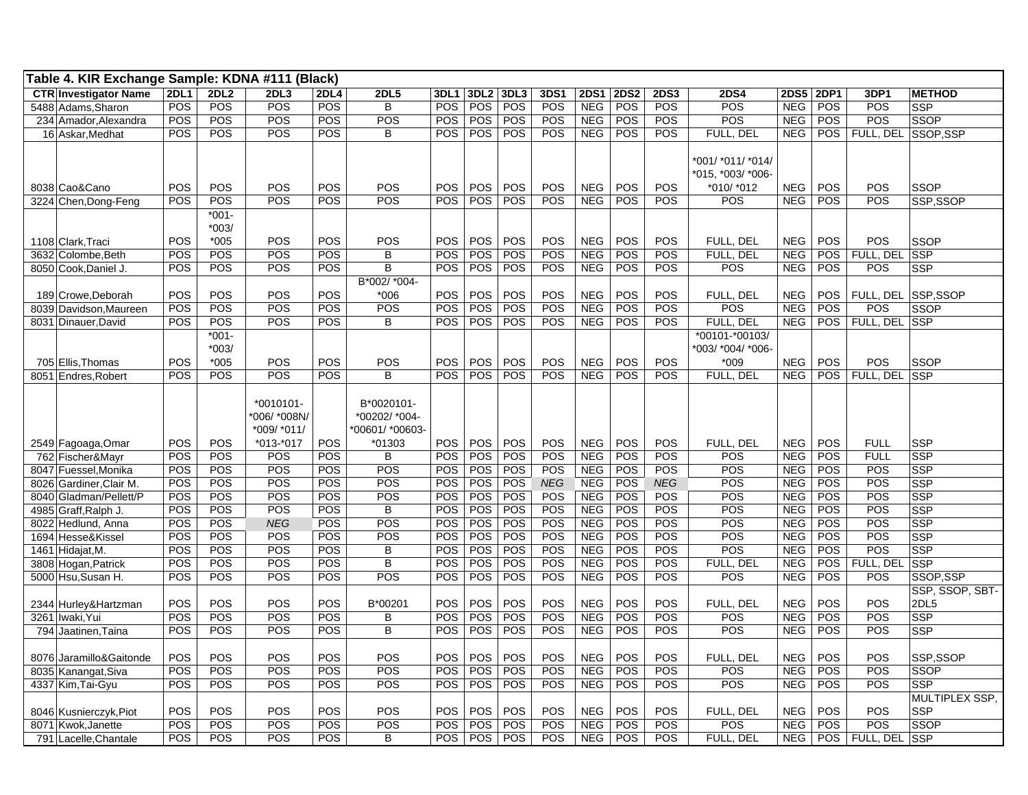**Table 4. KIR Exchange Sample: KDNA #111 (Black)**

| CTR | Investigator Name | 2DL1 | 2DL2 | 2DL3 | 2DL4 | 2DL5 | 3DL1 | 3DL2 | 3DL3 | 3DS1 | 2DS1 | 2DS2 | 2DS3 | 2DS4 | 2DS5 | 2DP1 | 3DP1 | METHOD |
|---|---|---|---|---|---|---|---|---|---|---|---|---|---|---|---|---|---|---|
| 5488 | Adams,Sharon | POS | POS | POS | POS | B | POS | POS | POS | POS | NEG | POS | POS | POS | NEG | POS | POS | SSP |
| 234 | Amador,Alexandra | POS | POS | POS | POS | POS | POS | POS | POS | POS | NEG | POS | POS | POS | NEG | POS | POS | SSOP |
| 16 | Askar,Medhat | POS | POS | POS | POS | B | POS | POS | POS | POS | NEG | POS | POS | FULL, DEL | NEG | POS | FULL, DEL | SSOP,SSP |
| 8038 | Cao&Cano | POS | POS | POS | POS | POS | POS | POS | POS | POS | NEG | POS | POS | *001/ *011/ *014/ *015, *003/ *006- *010/ *012 | NEG | POS | POS | SSOP |
| 3224 | Chen,Dong-Feng | POS | POS | POS | POS | POS | POS | POS | POS | POS | NEG | POS | POS | POS | NEG | POS | POS | SSP,SSOP |
| 1108 | Clark,Traci | POS | *001- *003/ *005 | POS | POS | POS | POS | POS | POS | POS | NEG | POS | POS | FULL, DEL | NEG | POS | POS | SSOP |
| 3632 | Colombe,Beth | POS | POS | POS | POS | B | POS | POS | POS | POS | NEG | POS | POS | FULL, DEL | NEG | POS | FULL, DEL | SSP |
| 8050 | Cook,Daniel J. | POS | POS | POS | POS | B | POS | POS | POS | POS | NEG | POS | POS | POS | NEG | POS | POS | SSP |
| 189 | Crowe,Deborah | POS | POS | POS | POS | B*002/ *004- *006 | POS | POS | POS | POS | NEG | POS | POS | FULL, DEL | NEG | POS | FULL, DEL | SSP,SSOP |
| 8039 | Davidson,Maureen | POS | POS | POS | POS | POS | POS | POS | POS | POS | NEG | POS | POS | POS | NEG | POS | POS | SSOP |
| 8031 | Dinauer,David | POS | POS | POS | POS | B | POS | POS | POS | POS | NEG | POS | POS | FULL, DEL | NEG | POS | FULL, DEL | SSP |
| 705 | Ellis,Thomas | POS | *001- *003/ *005 | POS | POS | POS | POS | POS | POS | POS | NEG | POS | POS | *00101-*00103/ *003/ *004/ *006- *009 | NEG | POS | POS | SSOP |
| 8051 | Endres,Robert | POS | POS | POS | POS | B | POS | POS | POS | POS | NEG | POS | POS | FULL, DEL | NEG | POS | FULL, DEL | SSP |
| 2549 | Fagoaga,Omar | POS | POS | *0010101- *006/ *008N/ *009/ *011/ *013-*017 | POS | B*0020101- *00202/ *004- *00601/ *00603- *01303 | POS | POS | POS | POS | NEG | POS | POS | FULL, DEL | NEG | POS | FULL | SSP |
| 762 | Fischer&Mayr | POS | POS | POS | POS | B | POS | POS | POS | POS | NEG | POS | POS | POS | NEG | POS | FULL | SSP |
| 8047 | Fuessel,Monika | POS | POS | POS | POS | POS | POS | POS | POS | POS | NEG | POS | POS | POS | NEG | POS | POS | SSP |
| 8026 | Gardiner,Clair M. | POS | POS | POS | POS | POS | POS | POS | POS | *NEG* | NEG | POS | *NEG* | POS | NEG | POS | POS | SSP |
| 8040 | Gladman/Pellett/P | POS | POS | POS | POS | POS | POS | POS | POS | POS | NEG | POS | POS | POS | NEG | POS | POS | SSP |
| 4985 | Graff,Ralph J. | POS | POS | POS | POS | B | POS | POS | POS | POS | NEG | POS | POS | POS | NEG | POS | POS | SSP |
| 8022 | Hedlund, Anna | POS | POS | *NEG* | POS | POS | POS | POS | POS | POS | NEG | POS | POS | POS | NEG | POS | POS | SSP |
| 1694 | Hesse&Kissel | POS | POS | POS | POS | POS | POS | POS | POS | POS | NEG | POS | POS | POS | NEG | POS | POS | SSP |
| 1461 | Hidajat,M. | POS | POS | POS | POS | B | POS | POS | POS | POS | NEG | POS | POS | POS | NEG | POS | POS | SSP |
| 3808 | Hogan,Patrick | POS | POS | POS | POS | B | POS | POS | POS | POS | NEG | POS | POS | FULL, DEL | NEG | POS | FULL, DEL | SSP |
| 5000 | Hsu,Susan H. | POS | POS | POS | POS | POS | POS | POS | POS | POS | NEG | POS | POS | POS | NEG | POS | POS | SSOP,SSP |
| 2344 | Hurley&Hartzman | POS | POS | POS | POS | B*00201 | POS | POS | POS | POS | NEG | POS | POS | FULL, DEL | NEG | POS | POS | SSP, SSOP, SBT-2DL5 |
| 3261 | Iwaki,Yui | POS | POS | POS | POS | B | POS | POS | POS | POS | NEG | POS | POS | POS | NEG | POS | POS | SSP |
| 794 | Jaatinen,Taina | POS | POS | POS | POS | B | POS | POS | POS | POS | NEG | POS | POS | POS | NEG | POS | POS | SSP |
| 8076 | Jaramillo&Gaitonde | POS | POS | POS | POS | POS | POS | POS | POS | POS | NEG | POS | POS | FULL, DEL | NEG | POS | POS | SSP,SSOP |
| 8035 | Kanangat,Siva | POS | POS | POS | POS | POS | POS | POS | POS | POS | NEG | POS | POS | POS | NEG | POS | POS | SSOP |
| 4337 | Kim,Tai-Gyu | POS | POS | POS | POS | POS | POS | POS | POS | POS | NEG | POS | POS | POS | NEG | POS | POS | SSP |
| 8046 | Kusnierczyk,Piot | POS | POS | POS | POS | POS | POS | POS | POS | POS | NEG | POS | POS | FULL, DEL | NEG | POS | POS | MULTIPLEX SSP, SSP |
| 8071 | Kwok,Janette | POS | POS | POS | POS | POS | POS | POS | POS | POS | NEG | POS | POS | POS | NEG | POS | POS | SSOP |
| 791 | Lacelle,Chantale | POS | POS | POS | POS | B | POS | POS | POS | POS | NEG | POS | POS | FULL, DEL | NEG | POS | FULL, DEL | SSP |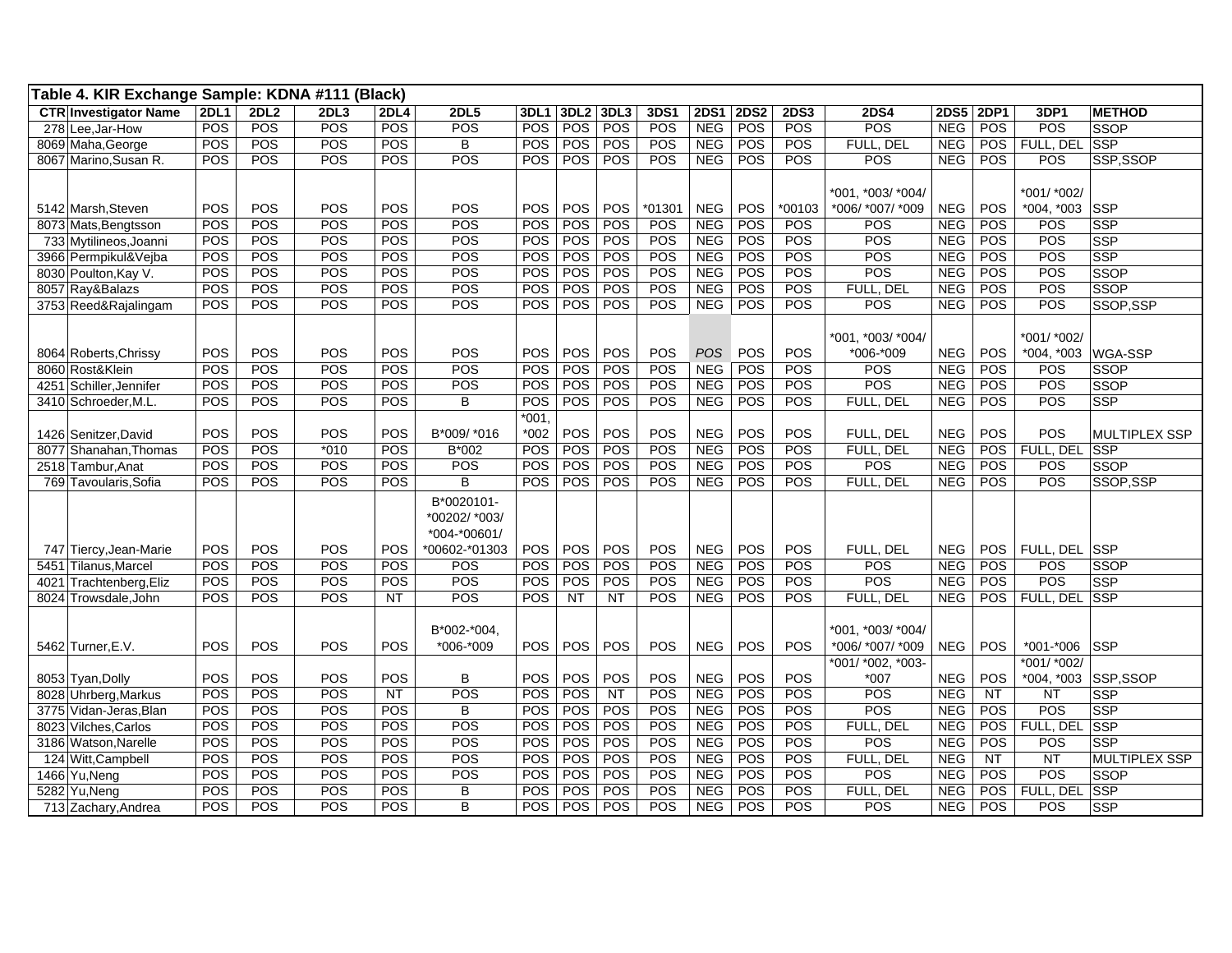**Table 4. KIR Exchange Sample: KDNA #111 (Black)**

| CTR | Investigator Name | 2DL1 | 2DL2 | 2DL3 | 2DL4 | 2DL5 | 3DL1 | 3DL2 | 3DL3 | 3DS1 | 2DS1 | 2DS2 | 2DS3 | 2DS4 | 2DS5 | 2DP1 | 3DP1 | METHOD |
|---|---|---|---|---|---|---|---|---|---|---|---|---|---|---|---|---|---|---|
| 278 | Lee,Jar-How | POS | POS | POS | POS | POS | POS | POS | POS | POS | NEG | POS | POS | POS | NEG | POS | POS | SSOP |
| 8069 | Maha,George | POS | POS | POS | POS | B | POS | POS | POS | POS | NEG | POS | POS | FULL, DEL | NEG | POS | FULL, DEL | SSP |
| 8067 | Marino,Susan R. | POS | POS | POS | POS | POS | POS | POS | POS | POS | NEG | POS | POS | POS | NEG | POS | POS | SSP,SSOP |
| 5142 | Marsh,Steven | POS | POS | POS | POS | POS | POS | POS | POS | *01301 | NEG | POS | *00103 | *001, *003/ *004/ *006/ *007/ *009 | NEG | POS | *001/ *002/ *004, *003 | SSP |
| 8073 | Mats,Bengtsson | POS | POS | POS | POS | POS | POS | POS | POS | POS | NEG | POS | POS | POS | NEG | POS | POS | SSP |
| 733 | Mytilineos,Joanni | POS | POS | POS | POS | POS | POS | POS | POS | POS | NEG | POS | POS | POS | NEG | POS | POS | SSP |
| 3966 | Permpikul&Vejba | POS | POS | POS | POS | POS | POS | POS | POS | POS | NEG | POS | POS | POS | NEG | POS | POS | SSP |
| 8030 | Poulton,Kay V. | POS | POS | POS | POS | POS | POS | POS | POS | POS | NEG | POS | POS | POS | NEG | POS | POS | SSOP |
| 8057 | Ray&Balazs | POS | POS | POS | POS | POS | POS | POS | POS | POS | NEG | POS | POS | FULL, DEL | NEG | POS | POS | SSOP |
| 3753 | Reed&Rajalingam | POS | POS | POS | POS | POS | POS | POS | POS | POS | NEG | POS | POS | POS | NEG | POS | POS | SSOP,SSP |
| 8064 | Roberts,Chrissy | POS | POS | POS | POS | POS | POS | POS | POS | POS | *POS* | POS | POS | *001, *003/ *004/ *006-*009 | NEG | POS | *001/ *002/ *004, *003 | WGA-SSP |
| 8060 | Rost&Klein | POS | POS | POS | POS | POS | POS | POS | POS | POS | NEG | POS | POS | POS | NEG | POS | POS | SSOP |
| 4251 | Schiller,Jennifer | POS | POS | POS | POS | POS | POS | POS | POS | POS | NEG | POS | POS | POS | NEG | POS | POS | SSOP |
| 3410 | Schroeder,M.L. | POS | POS | POS | POS | B | POS | POS | POS | POS | NEG | POS | POS | FULL, DEL | NEG | POS | POS | SSP |
| 1426 | Senitzer,David | POS | POS | POS | POS | B*009/ *016 | *001, *002 | POS | POS | POS | NEG | POS | POS | FULL, DEL | NEG | POS | POS | MULTIPLEX SSP |
| 8077 | Shanahan,Thomas | POS | POS | *010 | POS | B*002 | POS | POS | POS | POS | NEG | POS | POS | FULL, DEL | NEG | POS | FULL, DEL | SSP |
| 2518 | Tambur,Anat | POS | POS | POS | POS | POS | POS | POS | POS | POS | NEG | POS | POS | POS | NEG | POS | POS | SSOP |
| 769 | Tavoularis,Sofia | POS | POS | POS | POS | B | POS | POS | POS | POS | NEG | POS | POS | FULL, DEL | NEG | POS | POS | SSOP,SSP |
| 747 | Tiercy,Jean-Marie | POS | POS | POS | POS | B*0020101-*00202/ *003/ *004-*00601/ *00602-*01303 | POS | POS | POS | POS | NEG | POS | POS | FULL, DEL | NEG | POS | FULL, DEL | SSP |
| 5451 | Tilanus,Marcel | POS | POS | POS | POS | POS | POS | POS | POS | POS | NEG | POS | POS | POS | NEG | POS | POS | SSOP |
| 4021 | Trachtenberg,Eliz | POS | POS | POS | POS | POS | POS | POS | POS | POS | NEG | POS | POS | POS | NEG | POS | POS | SSP |
| 8024 | Trowsdale,John | POS | POS | POS | NT | POS | POS | NT | NT | POS | NEG | POS | POS | FULL, DEL | NEG | POS | FULL, DEL | SSP |
| 5462 | Turner,E.V. | POS | POS | POS | POS | B*002-*004, *006-*009 | POS | POS | POS | POS | NEG | POS | POS | *001, *003/ *004/ *006/ *007/ *009 | NEG | POS | *001-*006 | SSP |
| 8053 | Tyan,Dolly | POS | POS | POS | POS | B | POS | POS | POS | POS | NEG | POS | POS | *001/ *002, *003-*007 | NEG | POS | *001/ *002/ *004, *003 | SSP,SSOP |
| 8028 | Uhrberg,Markus | POS | POS | POS | NT | POS | POS | POS | NT | POS | NEG | POS | POS | POS | NEG | NT | NT | SSP |
| 3775 | Vidan-Jeras,Blan | POS | POS | POS | POS | B | POS | POS | POS | POS | NEG | POS | POS | POS | NEG | POS | POS | SSP |
| 8023 | Vilches,Carlos | POS | POS | POS | POS | POS | POS | POS | POS | POS | NEG | POS | POS | FULL, DEL | NEG | POS | FULL, DEL | SSP |
| 3186 | Watson,Narelle | POS | POS | POS | POS | POS | POS | POS | POS | POS | NEG | POS | POS | POS | NEG | POS | POS | SSP |
| 124 | Witt,Campbell | POS | POS | POS | POS | POS | POS | POS | POS | POS | NEG | POS | POS | FULL, DEL | NEG | NT | NT | MULTIPLEX SSP |
| 1466 | Yu,Neng | POS | POS | POS | POS | POS | POS | POS | POS | POS | NEG | POS | POS | POS | NEG | POS | POS | SSOP |
| 5282 | Yu,Neng | POS | POS | POS | POS | B | POS | POS | POS | POS | NEG | POS | POS | FULL, DEL | NEG | POS | FULL, DEL | SSP |
| 713 | Zachary,Andrea | POS | POS | POS | POS | B | POS | POS | POS | POS | NEG | POS | POS | POS | NEG | POS | POS | SSP |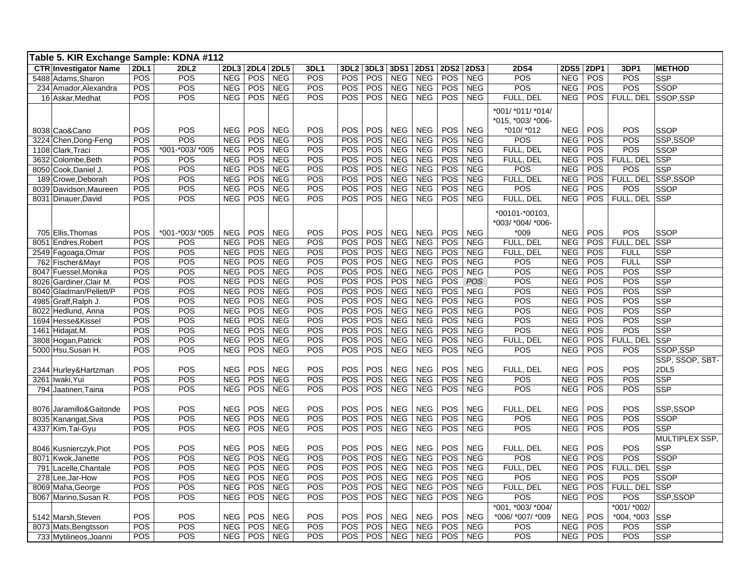**Table 5. KIR Exchange Sample: KDNA #112**

| CTR | Investigator Name | 2DL1 | 2DL2 | 2DL3 | 2DL4 | 2DL5 | 3DL1 | 3DL2 | 3DL3 | 3DS1 | 2DS1 | 2DS2 | 2DS3 | 2DS4 | 2DS5 | 2DP1 | 3DP1 | METHOD |
|---|---|---|---|---|---|---|---|---|---|---|---|---|---|---|---|---|---|---|
| 5488 | Adams,Sharon | POS | POS | NEG | POS | NEG | POS | POS | POS | NEG | NEG | POS | NEG | POS | NEG | POS | POS | SSP |
| 234 | Amador,Alexandra | POS | POS | NEG | POS | NEG | POS | POS | POS | NEG | NEG | POS | NEG | POS | NEG | POS | POS | SSOP |
| 16 | Askar,Medhat | POS | POS | NEG | POS | NEG | POS | POS | POS | NEG | NEG | POS | NEG | FULL, DEL | NEG | POS | FULL, DEL | SSOP,SSP |
| 8038 | Cao&Cano | POS | POS | NEG | POS | NEG | POS | POS | POS | NEG | NEG | POS | NEG | *001/ *011/ *014/ *015, *003/ *006-*010/ *012 | NEG | POS | POS | SSOP |
| 3224 | Chen,Dong-Feng | POS | POS | NEG | POS | NEG | POS | POS | POS | NEG | NEG | POS | NEG | POS | NEG | POS | POS | SSP,SSOP |
| 1108 | Clark,Traci | POS | *001-*003/ *005 | NEG | POS | NEG | POS | POS | POS | NEG | NEG | POS | NEG | FULL, DEL | NEG | POS | POS | SSOP |
| 3632 | Colombe,Beth | POS | POS | NEG | POS | NEG | POS | POS | POS | NEG | NEG | POS | NEG | FULL, DEL | NEG | POS | FULL, DEL | SSP |
| 8050 | Cook,Daniel J. | POS | POS | NEG | POS | NEG | POS | POS | POS | NEG | NEG | POS | NEG | POS | NEG | POS | POS | SSP |
| 189 | Crowe,Deborah | POS | POS | NEG | POS | NEG | POS | POS | POS | NEG | NEG | POS | NEG | FULL, DEL | NEG | POS | FULL, DEL | SSP,SSOP |
| 8039 | Davidson,Maureen | POS | POS | NEG | POS | NEG | POS | POS | POS | NEG | NEG | POS | NEG | POS | NEG | POS | POS | SSOP |
| 8031 | Dinauer,David | POS | POS | NEG | POS | NEG | POS | POS | POS | NEG | NEG | POS | NEG | FULL, DEL | NEG | POS | FULL, DEL | SSP |
| 705 | Ellis,Thomas | POS | *001-*003/ *005 | NEG | POS | NEG | POS | POS | POS | NEG | NEG | POS | NEG | *00101-*00103, *003/ *004/ *006-*009 | NEG | POS | POS | SSOP |
| 8051 | Endres,Robert | POS | POS | NEG | POS | NEG | POS | POS | POS | NEG | NEG | POS | NEG | FULL, DEL | NEG | POS | FULL, DEL | SSP |
| 2549 | Fagoaga,Omar | POS | POS | NEG | POS | NEG | POS | POS | POS | NEG | NEG | POS | NEG | FULL, DEL | NEG | POS | FULL | SSP |
| 762 | Fischer&Mayr | POS | POS | NEG | POS | NEG | POS | POS | POS | NEG | NEG | POS | NEG | POS | NEG | POS | FULL | SSP |
| 8047 | Fuessel,Monika | POS | POS | NEG | POS | NEG | POS | POS | POS | NEG | NEG | POS | NEG | POS | NEG | POS | POS | SSP |
| 8026 | Gardiner,Clair M. | POS | POS | NEG | POS | NEG | POS | POS | POS | POS | NEG | POS | *POS* | POS | NEG | POS | POS | SSP |
| 8040 | Gladman/Pellett/P | POS | POS | NEG | POS | NEG | POS | POS | POS | NEG | NEG | POS | NEG | POS | NEG | POS | POS | SSP |
| 4985 | Graff,Ralph J. | POS | POS | NEG | POS | NEG | POS | POS | POS | NEG | NEG | POS | NEG | POS | NEG | POS | POS | SSP |
| 8022 | Hedlund, Anna | POS | POS | NEG | POS | NEG | POS | POS | POS | NEG | NEG | POS | NEG | POS | NEG | POS | POS | SSP |
| 1694 | Hesse&Kissel | POS | POS | NEG | POS | NEG | POS | POS | POS | NEG | NEG | POS | NEG | POS | NEG | POS | POS | SSP |
| 1461 | Hidajat,M. | POS | POS | NEG | POS | NEG | POS | POS | POS | NEG | NEG | POS | NEG | POS | NEG | POS | POS | SSP |
| 3808 | Hogan,Patrick | POS | POS | NEG | POS | NEG | POS | POS | POS | NEG | NEG | POS | NEG | FULL, DEL | NEG | POS | FULL, DEL | SSP |
| 5000 | Hsu,Susan H. | POS | POS | NEG | POS | NEG | POS | POS | POS | NEG | NEG | POS | NEG | POS | NEG | POS | POS | SSOP,SSP |
| 2344 | Hurley&Hartzman | POS | POS | NEG | POS | NEG | POS | POS | POS | NEG | NEG | POS | NEG | FULL, DEL | NEG | POS | POS | SSP, SSOP, SBT-2DL5 |
| 3261 | Iwaki,Yui | POS | POS | NEG | POS | NEG | POS | POS | POS | NEG | NEG | POS | NEG | POS | NEG | POS | POS | SSP |
| 794 | Jaatinen,Taina | POS | POS | NEG | POS | NEG | POS | POS | POS | NEG | NEG | POS | NEG | POS | NEG | POS | POS | SSP |
| 8076 | Jaramillo&Gaitonde | POS | POS | NEG | POS | NEG | POS | POS | POS | NEG | NEG | POS | NEG | FULL, DEL | NEG | POS | POS | SSP,SSOP |
| 8035 | Kanangat,Siva | POS | POS | NEG | POS | NEG | POS | POS | POS | NEG | NEG | POS | NEG | POS | NEG | POS | POS | SSOP |
| 4337 | Kim,Tai-Gyu | POS | POS | NEG | POS | NEG | POS | POS | POS | NEG | NEG | POS | NEG | POS | NEG | POS | POS | SSP |
| 8046 | Kusnierczyk,Piot | POS | POS | NEG | POS | NEG | POS | POS | POS | NEG | NEG | POS | NEG | FULL, DEL | NEG | POS | POS | MULTIPLEX SSP, SSP |
| 8071 | Kwok,Janette | POS | POS | NEG | POS | NEG | POS | POS | POS | NEG | NEG | POS | NEG | POS | NEG | POS | POS | SSOP |
| 791 | Lacelle,Chantale | POS | POS | NEG | POS | NEG | POS | POS | POS | NEG | NEG | POS | NEG | FULL, DEL | NEG | POS | FULL, DEL | SSP |
| 278 | Lee,Jar-How | POS | POS | NEG | POS | NEG | POS | POS | POS | NEG | NEG | POS | NEG | POS | NEG | POS | POS | SSOP |
| 8069 | Maha,George | POS | POS | NEG | POS | NEG | POS | POS | POS | NEG | NEG | POS | NEG | FULL, DEL | NEG | POS | FULL, DEL | SSP |
| 8067 | Marino,Susan R. | POS | POS | NEG | POS | NEG | POS | POS | POS | NEG | NEG | POS | NEG | POS | NEG | POS | POS | SSP,SSOP |
| 5142 | Marsh,Steven | POS | POS | NEG | POS | NEG | POS | POS | POS | NEG | NEG | POS | NEG | *001, *003/ *004/ *006/ *007/ *009 | NEG | POS | *001/ *002/ *004, *003 | SSP |
| 8073 | Mats,Bengtsson | POS | POS | NEG | POS | NEG | POS | POS | POS | NEG | NEG | POS | NEG | POS | NEG | POS | POS | SSP |
| 733 | Mytilineos,Joanni | POS | POS | NEG | POS | NEG | POS | POS | POS | NEG | NEG | POS | NEG | POS | NEG | POS | POS | SSP |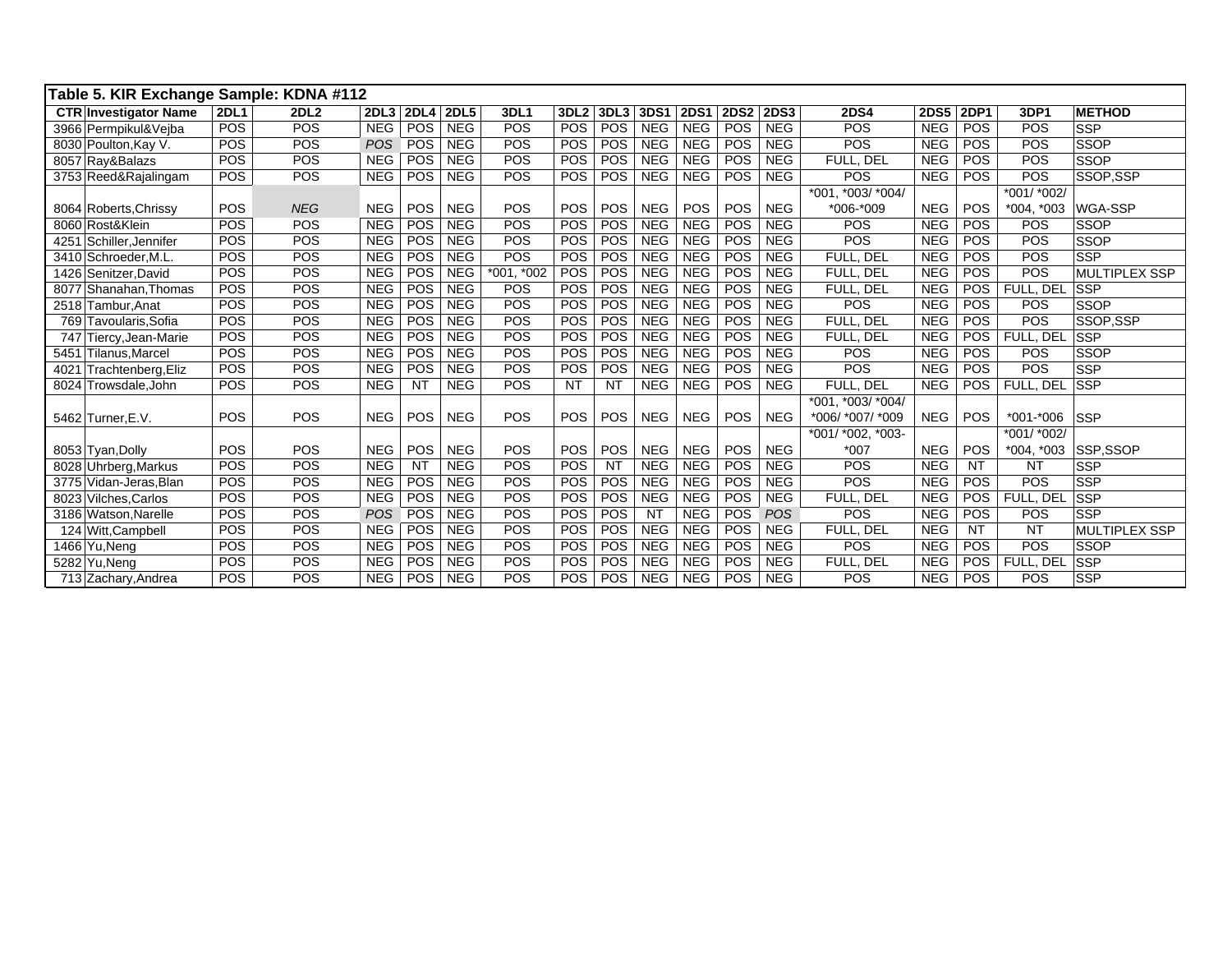## Table 5. KIR Exchange Sample: KDNA #112

| CTR | Investigator Name | 2DL1 | 2DL2 | 2DL3 | 2DL4 | 2DL5 | 3DL1 | 3DL2 | 3DL3 | 3DS1 | 2DS1 | 2DS2 | 2DS3 | 2DS4 | 2DS5 | 2DP1 | 3DP1 | METHOD |
|---|---|---|---|---|---|---|---|---|---|---|---|---|---|---|---|---|---|---|
| 3966 | Permpikul&Vejba | POS | POS | NEG | POS | NEG | POS | POS | POS | NEG | NEG | POS | NEG | POS | NEG | POS | POS | SSP |
| 8030 | Poulton,Kay V. | POS | POS | *POS* | POS | NEG | POS | POS | POS | NEG | NEG | POS | NEG | POS | NEG | POS | POS | SSOP |
| 8057 | Ray&Balazs | POS | POS | NEG | POS | NEG | POS | POS | POS | NEG | NEG | POS | NEG | FULL, DEL | NEG | POS | POS | SSOP |
| 3753 | Reed&Rajalingam | POS | POS | NEG | POS | NEG | POS | POS | POS | NEG | NEG | POS | NEG | POS | NEG | POS | POS | SSOP,SSP |
| 8064 | Roberts,Chrissy | POS | *NEG* | NEG | POS | NEG | POS | POS | POS | NEG | POS | POS | NEG | *001, *003/ *004/ *006-*009 | NEG | POS | *001/ *002/ *004, *003 | WGA-SSP |
| 8060 | Rost&Klein | POS | POS | NEG | POS | NEG | POS | POS | POS | NEG | NEG | POS | NEG | POS | NEG | POS | POS | SSOP |
| 4251 | Schiller,Jennifer | POS | POS | NEG | POS | NEG | POS | POS | POS | NEG | NEG | POS | NEG | POS | NEG | POS | POS | SSOP |
| 3410 | Schroeder,M.L. | POS | POS | NEG | POS | NEG | POS | POS | POS | NEG | NEG | POS | NEG | FULL, DEL | NEG | POS | POS | SSP |
| 1426 | Senitzer,David | POS | POS | NEG | POS | NEG | *001, *002 | POS | POS | NEG | NEG | POS | NEG | FULL, DEL | NEG | POS | POS | MULTIPLEX SSP |
| 8077 | Shanahan,Thomas | POS | POS | NEG | POS | NEG | POS | POS | POS | NEG | NEG | POS | NEG | FULL, DEL | NEG | POS | FULL, DEL | SSP |
| 2518 | Tambur,Anat | POS | POS | NEG | POS | NEG | POS | POS | POS | NEG | NEG | POS | NEG | POS | NEG | POS | POS | SSOP |
| 769 | Tavoularis,Sofia | POS | POS | NEG | POS | NEG | POS | POS | POS | NEG | NEG | POS | NEG | FULL, DEL | NEG | POS | POS | SSOP,SSP |
| 747 | Tiercy,Jean-Marie | POS | POS | NEG | POS | NEG | POS | POS | POS | NEG | NEG | POS | NEG | FULL, DEL | NEG | POS | FULL, DEL | SSP |
| 5451 | Tilanus,Marcel | POS | POS | NEG | POS | NEG | POS | POS | POS | NEG | NEG | POS | NEG | POS | NEG | POS | POS | SSOP |
| 4021 | Trachtenberg,Eliz | POS | POS | NEG | POS | NEG | POS | POS | POS | NEG | NEG | POS | NEG | POS | NEG | POS | POS | SSP |
| 8024 | Trowsdale,John | POS | POS | NEG | NT | NEG | POS | NT | NT | NEG | NEG | POS | NEG | FULL, DEL | NEG | POS | FULL, DEL | SSP |
| 5462 | Turner,E.V. | POS | POS | NEG | POS | NEG | POS | POS | POS | NEG | NEG | POS | NEG | *001, *003/ *004/ *006/ *007/ *009 | NEG | POS | *001-*006 | SSP |
| 8053 | Tyan,Dolly | POS | POS | NEG | POS | NEG | POS | POS | POS | NEG | NEG | POS | NEG | *001/ *002, *003-*007 | NEG | POS | *001/ *002/ *004, *003 | SSP,SSOP |
| 8028 | Uhrberg,Markus | POS | POS | NEG | NT | NEG | POS | POS | NT | NEG | NEG | POS | NEG | POS | NEG | NT | NT | SSP |
| 3775 | Vidan-Jeras,Blan | POS | POS | NEG | POS | NEG | POS | POS | POS | NEG | NEG | POS | NEG | POS | NEG | POS | POS | SSP |
| 8023 | Vilches,Carlos | POS | POS | NEG | POS | NEG | POS | POS | POS | NEG | NEG | POS | NEG | FULL, DEL | NEG | POS | FULL, DEL | SSP |
| 3186 | Watson,Narelle | POS | POS | *POS* | POS | NEG | POS | POS | POS | NT | NEG | POS | *POS* | POS | NEG | POS | POS | SSP |
| 124 | Witt,Campbell | POS | POS | NEG | POS | NEG | POS | POS | POS | NEG | NEG | POS | NEG | FULL, DEL | NEG | NT | NT | MULTIPLEX SSP |
| 1466 | Yu,Neng | POS | POS | NEG | POS | NEG | POS | POS | POS | NEG | NEG | POS | NEG | POS | NEG | POS | POS | SSOP |
| 5282 | Yu,Neng | POS | POS | NEG | POS | NEG | POS | POS | POS | NEG | NEG | POS | NEG | FULL, DEL | NEG | POS | FULL, DEL | SSP |
| 713 | Zachary,Andrea | POS | POS | NEG | POS | NEG | POS | POS | POS | NEG | NEG | POS | NEG | POS | NEG | POS | POS | SSP |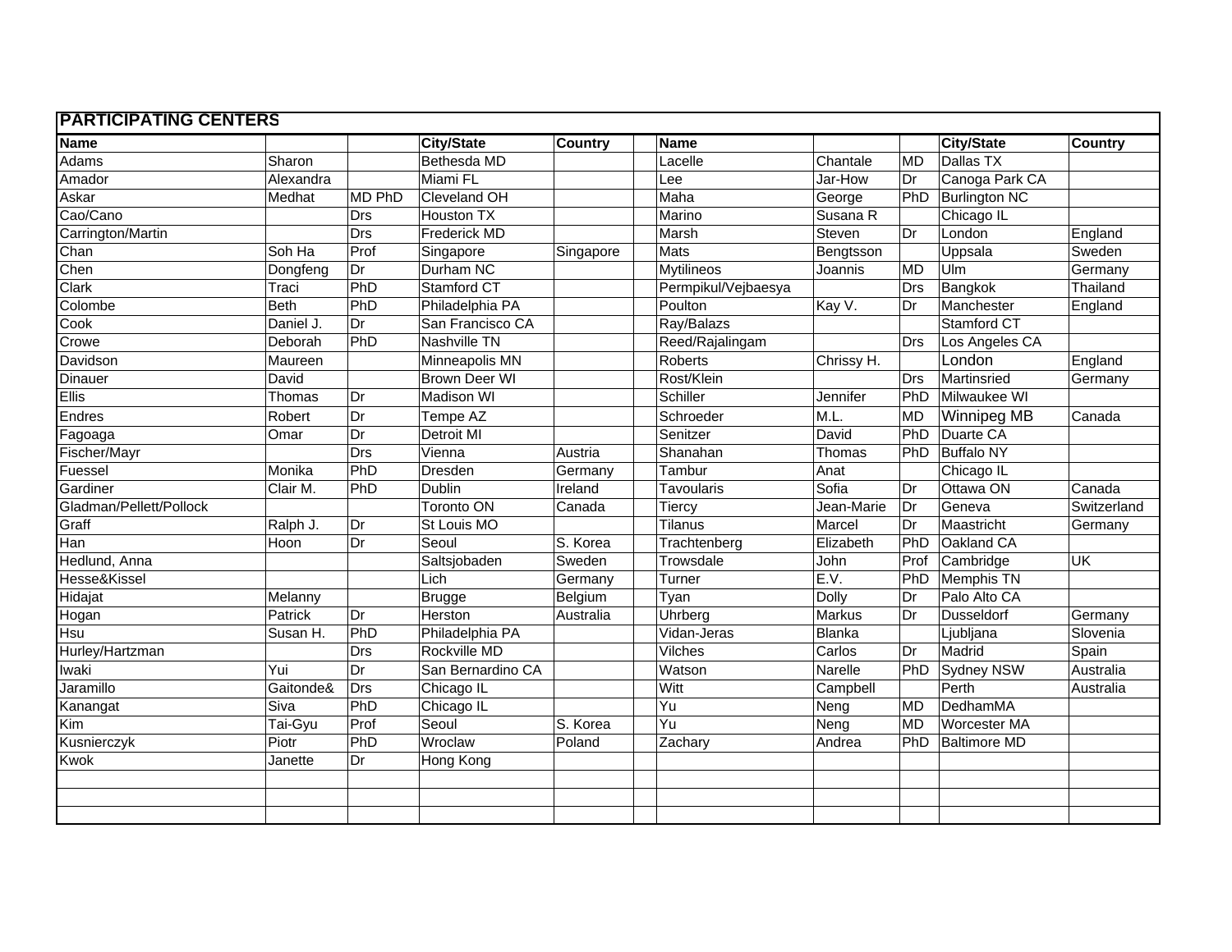**PARTICIPATING CENTERS**

| Name | | | City/State | Country | | Name | | | City/State | Country |
|---|---|---|---|---|---|---|---|---|---|---|
| Adams | Sharon | | Bethesda MD | | | Lacelle | Chantale | MD | Dallas TX | |
| Amador | Alexandra | | Miami FL | | | Lee | Jar-How | Dr | Canoga Park CA | |
| Askar | Medhat | MD PhD | Cleveland OH | | | Maha | George | PhD | Burlington NC | |
| Cao/Cano | | Drs | Houston TX | | | Marino | Susana R | | Chicago IL | |
| Carrington/Martin | | Drs | Frederick MD | | | Marsh | Steven | Dr | London | England |
| Chan | Soh Ha | Prof | Singapore | Singapore | | Mats | Bengtsson | | Uppsala | Sweden |
| Chen | Dongfeng | Dr | Durham NC | | | Mytilineos | Joannis | MD | Ulm | Germany |
| Clark | Traci | PhD | Stamford CT | | | Permpikul/Vejbaesya | | Drs | Bangkok | Thailand |
| Colombe | Beth | PhD | Philadelphia PA | | | Poulton | Kay V. | Dr | Manchester | England |
| Cook | Daniel J. | Dr | San Francisco CA | | | Ray/Balazs | | | Stamford CT | |
| Crowe | Deborah | PhD | Nashville TN | | | Reed/Rajalingam | | Drs | Los Angeles CA | |
| Davidson | Maureen | | Minneapolis MN | | | Roberts | Chrissy H. | | London | England |
| Dinauer | David | | Brown Deer WI | | | Rost/Klein | | Drs | Martinsried | Germany |
| Ellis | Thomas | Dr | Madison WI | | | Schiller | Jennifer | PhD | Milwaukee WI | |
| Endres | Robert | Dr | Tempe AZ | | | Schroeder | M.L. | MD | Winnipeg MB | Canada |
| Fagoaga | Omar | Dr | Detroit MI | | | Senitzer | David | PhD | Duarte CA | |
| Fischer/Mayr | | Drs | Vienna | Austria | | Shanahan | Thomas | PhD | Buffalo NY | |
| Fuessel | Monika | PhD | Dresden | Germany | | Tambur | Anat | | Chicago IL | |
| Gardiner | Clair M. | PhD | Dublin | Ireland | | Tavoularis | Sofia | Dr | Ottawa ON | Canada |
| Gladman/Pellett/Pollock | | | Toronto ON | Canada | | Tiercy | Jean-Marie | Dr | Geneva | Switzerland |
| Graff | Ralph J. | Dr | St Louis MO | | | Tilanus | Marcel | Dr | Maastricht | Germany |
| Han | Hoon | Dr | Seoul | S. Korea | | Trachtenberg | Elizabeth | PhD | Oakland CA | |
| Hedlund, Anna | | | Saltsjobaden | Sweden | | Trowsdale | John | Prof | Cambridge | UK |
| Hesse&Kissel | | | Lich | Germany | | Turner | E.V. | PhD | Memphis TN | |
| Hidajat | Melanny | | Brugge | Belgium | | Tyan | Dolly | Dr | Palo Alto CA | |
| Hogan | Patrick | Dr | Herston | Australia | | Uhrberg | Markus | Dr | Dusseldorf | Germany |
| Hsu | Susan H. | PhD | Philadelphia PA | | | Vidan-Jeras | Blanka | | Ljubljana | Slovenia |
| Hurley/Hartzman | | Drs | Rockville MD | | | Vilches | Carlos | Dr | Madrid | Spain |
| Iwaki | Yui | Dr | San Bernardino CA | | | Watson | Narelle | PhD | Sydney NSW | Australia |
| Jaramillo | Gaitonde& | Drs | Chicago IL | | | Witt | Campbell | | Perth | Australia |
| Kanangat | Siva | PhD | Chicago IL | | | Yu | Neng | MD | DedhamMA | |
| Kim | Tai-Gyu | Prof | Seoul | S. Korea | | Yu | Neng | MD | Worcester MA | |
| Kusnierczyk | Piotr | PhD | Wroclaw | Poland | | Zachary | Andrea | PhD | Baltimore MD | |
| Kwok | Janette | Dr | Hong Kong | | | | | | | |